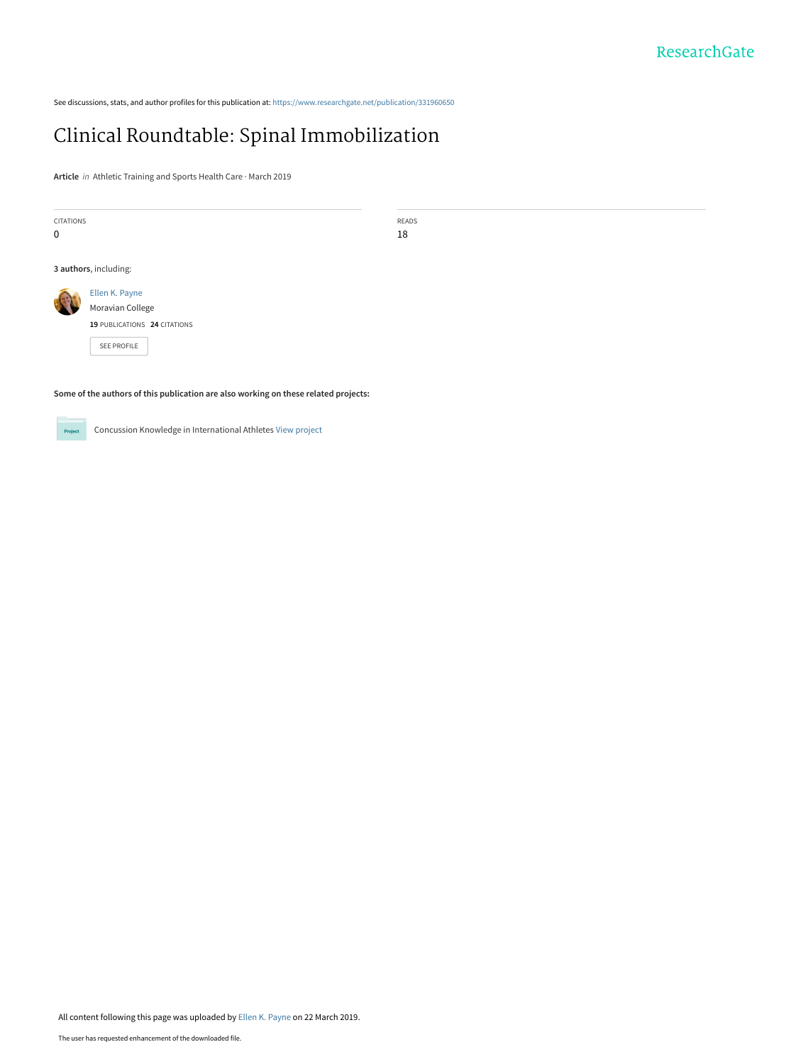See discussions, stats, and author profiles for this publication at: https://www.researchgate.net/publication/331960650

# Clinical Roundtable: Spinal Immobilization

**Article** *in* Athletic Training and Sports Health Care · March 2019

| CITATIONS | READS |
|---|---|
| 0 | 18 |

**3 authors**, including:

Ellen K. Payne
Moravian College
**19** PUBLICATIONS **24** CITATIONS

SEE PROFILE

**Some of the authors of this publication are also working on these related projects:**

Concussion Knowledge in International Athletes View project

All content following this page was uploaded by Ellen K. Payne on 22 March 2019.

The user has requested enhancement of the downloaded file.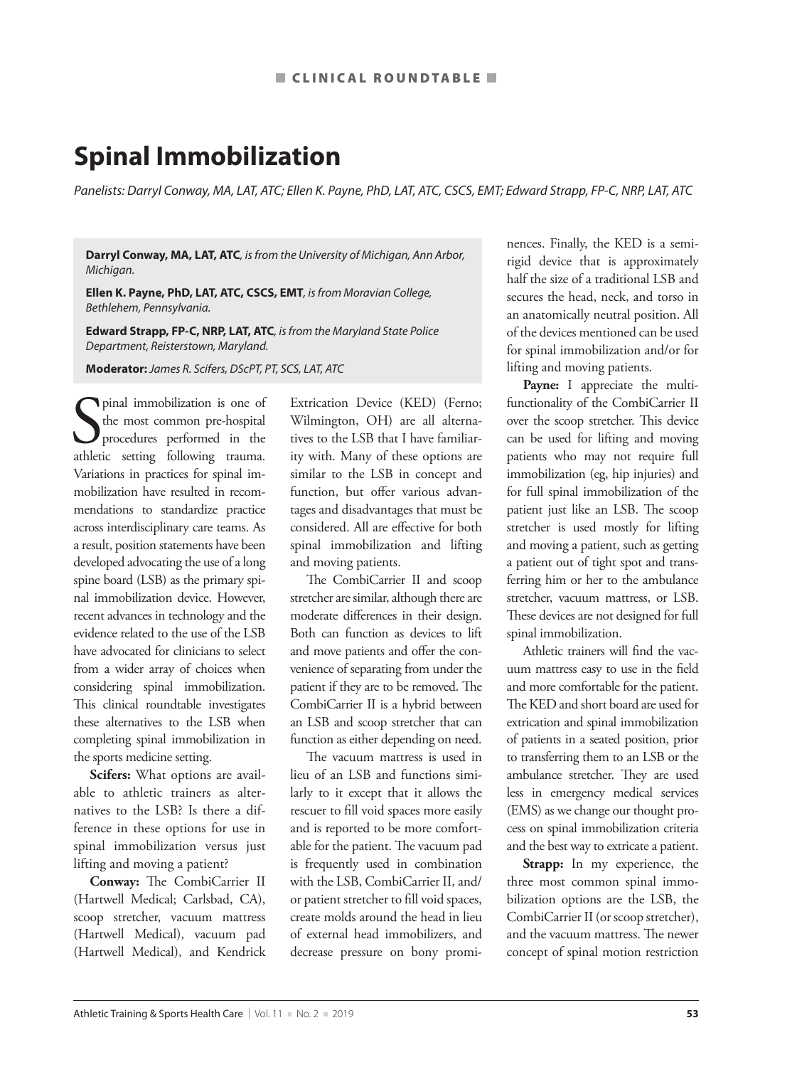■ CLINICAL ROUNDTABLE ■

# Spinal Immobilization

*Panelists: Darryl Conway, MA, LAT, ATC; Ellen K. Payne, PhD, LAT, ATC, CSCS, EMT; Edward Strapp, FP-C, NRP, LAT, ATC*

**Darryl Conway, MA, LAT, ATC**, *is from the University of Michigan, Ann Arbor, Michigan.*

**Ellen K. Payne, PhD, LAT, ATC, CSCS, EMT**, *is from Moravian College, Bethlehem, Pennsylvania.*

**Edward Strapp, FP-C, NRP, LAT, ATC**, *is from the Maryland State Police Department, Reisterstown, Maryland.*

**Moderator:** *James R. Scifers, DScPT, PT, SCS, LAT, ATC*

Spinal immobilization is one of the most common pre-hospital procedures performed in the athletic setting following trauma. Variations in practices for spinal immobilization have resulted in recommendations to standardize practice across interdisciplinary care teams. As a result, position statements have been developed advocating the use of a long spine board (LSB) as the primary spinal immobilization device. However, recent advances in technology and the evidence related to the use of the LSB have advocated for clinicians to select from a wider array of choices when considering spinal immobilization. This clinical roundtable investigates these alternatives to the LSB when completing spinal immobilization in the sports medicine setting.

**Scifers:** What options are available to athletic trainers as alternatives to the LSB? Is there a difference in these options for use in spinal immobilization versus just lifting and moving a patient?

**Conway:** The CombiCarrier II (Hartwell Medical; Carlsbad, CA), scoop stretcher, vacuum mattress (Hartwell Medical), vacuum pad (Hartwell Medical), and Kendrick Extrication Device (KED) (Ferno; Wilmington, OH) are all alternatives to the LSB that I have familiarity with. Many of these options are similar to the LSB in concept and function, but offer various advantages and disadvantages that must be considered. All are effective for both spinal immobilization and lifting and moving patients.

The CombiCarrier II and scoop stretcher are similar, although there are moderate differences in their design. Both can function as devices to lift and move patients and offer the convenience of separating from under the patient if they are to be removed. The CombiCarrier II is a hybrid between an LSB and scoop stretcher that can function as either depending on need.

The vacuum mattress is used in lieu of an LSB and functions similarly to it except that it allows the rescuer to fill void spaces more easily and is reported to be more comfortable for the patient. The vacuum pad is frequently used in combination with the LSB, CombiCarrier II, and/or patient stretcher to fill void spaces, create molds around the head in lieu of external head immobilizers, and decrease pressure on bony prominences. Finally, the KED is a semi-rigid device that is approximately half the size of a traditional LSB and secures the head, neck, and torso in an anatomically neutral position. All of the devices mentioned can be used for spinal immobilization and/or for lifting and moving patients.

**Payne:** I appreciate the multifunctionality of the CombiCarrier II over the scoop stretcher. This device can be used for lifting and moving patients who may not require full immobilization (eg, hip injuries) and for full spinal immobilization of the patient just like an LSB. The scoop stretcher is used mostly for lifting and moving a patient, such as getting a patient out of tight spot and transferring him or her to the ambulance stretcher, vacuum mattress, or LSB. These devices are not designed for full spinal immobilization.

Athletic trainers will find the vacuum mattress easy to use in the field and more comfortable for the patient. The KED and short board are used for extrication and spinal immobilization of patients in a seated position, prior to transferring them to an LSB or the ambulance stretcher. They are used less in emergency medical services (EMS) as we change our thought process on spinal immobilization criteria and the best way to extricate a patient.

**Strapp:** In my experience, the three most common spinal immobilization options are the LSB, the CombiCarrier II (or scoop stretcher), and the vacuum mattress. The newer concept of spinal motion restriction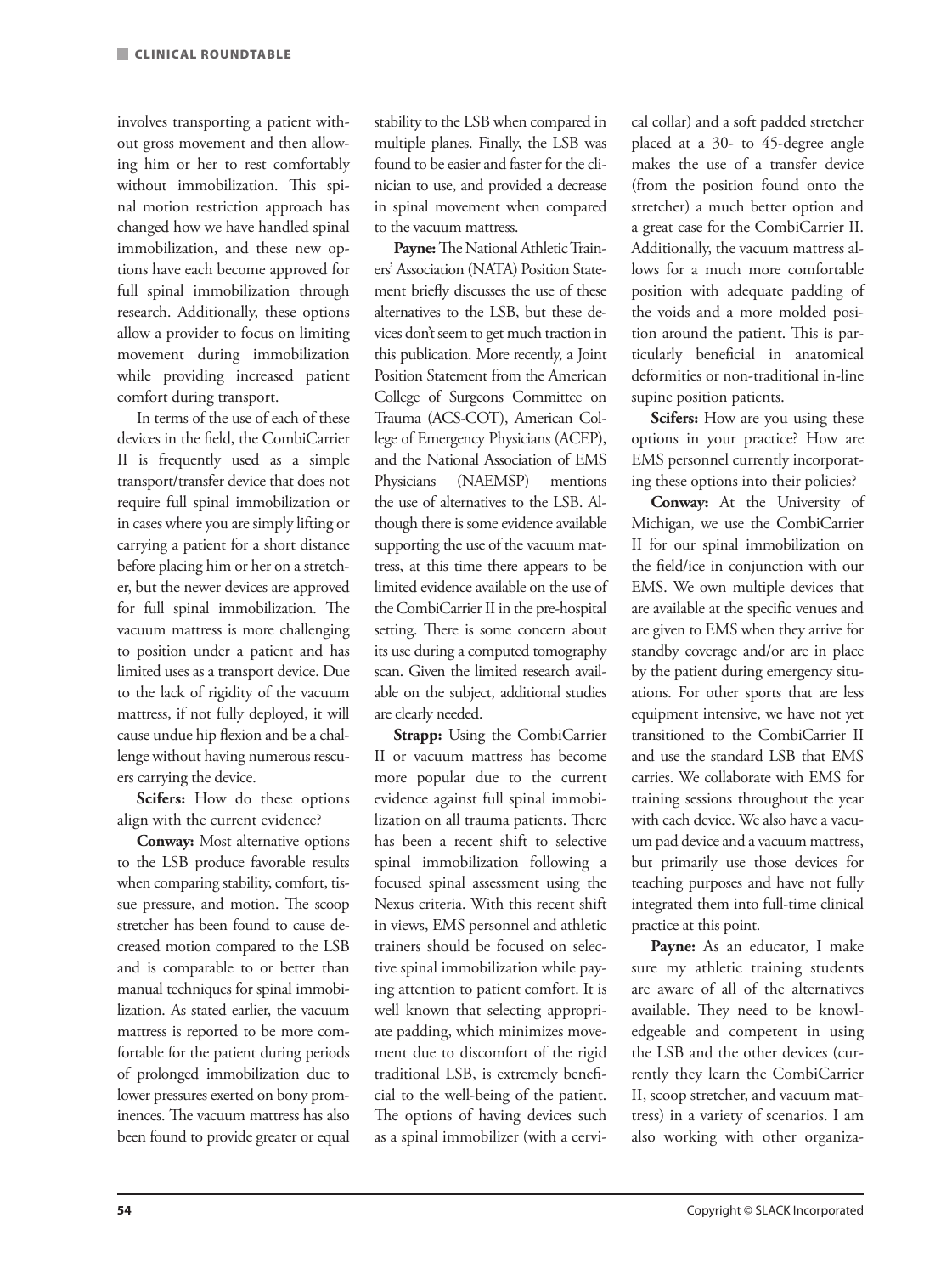involves transporting a patient without gross movement and then allowing him or her to rest comfortably without immobilization. This spinal motion restriction approach has changed how we have handled spinal immobilization, and these new options have each become approved for full spinal immobilization through research. Additionally, these options allow a provider to focus on limiting movement during immobilization while providing increased patient comfort during transport.

In terms of the use of each of these devices in the field, the CombiCarrier II is frequently used as a simple transport/transfer device that does not require full spinal immobilization or in cases where you are simply lifting or carrying a patient for a short distance before placing him or her on a stretcher, but the newer devices are approved for full spinal immobilization. The vacuum mattress is more challenging to position under a patient and has limited uses as a transport device. Due to the lack of rigidity of the vacuum mattress, if not fully deployed, it will cause undue hip flexion and be a challenge without having numerous rescuers carrying the device.

**Scifers:** How do these options align with the current evidence?

**Conway:** Most alternative options to the LSB produce favorable results when comparing stability, comfort, tissue pressure, and motion. The scoop stretcher has been found to cause decreased motion compared to the LSB and is comparable to or better than manual techniques for spinal immobilization. As stated earlier, the vacuum mattress is reported to be more comfortable for the patient during periods of prolonged immobilization due to lower pressures exerted on bony prominences. The vacuum mattress has also been found to provide greater or equal stability to the LSB when compared in multiple planes. Finally, the LSB was found to be easier and faster for the clinician to use, and provided a decrease in spinal movement when compared to the vacuum mattress.

**Payne:** The National Athletic Trainers' Association (NATA) Position Statement briefly discusses the use of these alternatives to the LSB, but these devices don't seem to get much traction in this publication. More recently, a Joint Position Statement from the American College of Surgeons Committee on Trauma (ACS-COT), American College of Emergency Physicians (ACEP), and the National Association of EMS Physicians (NAEMSP) mentions the use of alternatives to the LSB. Although there is some evidence available supporting the use of the vacuum mattress, at this time there appears to be limited evidence available on the use of the CombiCarrier II in the pre-hospital setting. There is some concern about its use during a computed tomography scan. Given the limited research available on the subject, additional studies are clearly needed.

**Strapp:** Using the CombiCarrier II or vacuum mattress has become more popular due to the current evidence against full spinal immobilization on all trauma patients. There has been a recent shift to selective spinal immobilization following a focused spinal assessment using the Nexus criteria. With this recent shift in views, EMS personnel and athletic trainers should be focused on selective spinal immobilization while paying attention to patient comfort. It is well known that selecting appropriate padding, which minimizes movement due to discomfort of the rigid traditional LSB, is extremely beneficial to the well-being of the patient. The options of having devices such as a spinal immobilizer (with a cervical collar) and a soft padded stretcher placed at a 30- to 45-degree angle makes the use of a transfer device (from the position found onto the stretcher) a much better option and a great case for the CombiCarrier II. Additionally, the vacuum mattress allows for a much more comfortable position with adequate padding of the voids and a more molded position around the patient. This is particularly beneficial in anatomical deformities or non-traditional in-line supine position patients.

**Scifers:** How are you using these options in your practice? How are EMS personnel currently incorporating these options into their policies?

**Conway:** At the University of Michigan, we use the CombiCarrier II for our spinal immobilization on the field/ice in conjunction with our EMS. We own multiple devices that are available at the specific venues and are given to EMS when they arrive for standby coverage and/or are in place by the patient during emergency situations. For other sports that are less equipment intensive, we have not yet transitioned to the CombiCarrier II and use the standard LSB that EMS carries. We collaborate with EMS for training sessions throughout the year with each device. We also have a vacuum pad device and a vacuum mattress, but primarily use those devices for teaching purposes and have not fully integrated them into full-time clinical practice at this point.

**Payne:** As an educator, I make sure my athletic training students are aware of all of the alternatives available. They need to be knowledgeable and competent in using the LSB and the other devices (currently they learn the CombiCarrier II, scoop stretcher, and vacuum mattress) in a variety of scenarios. I am also working with other organiza-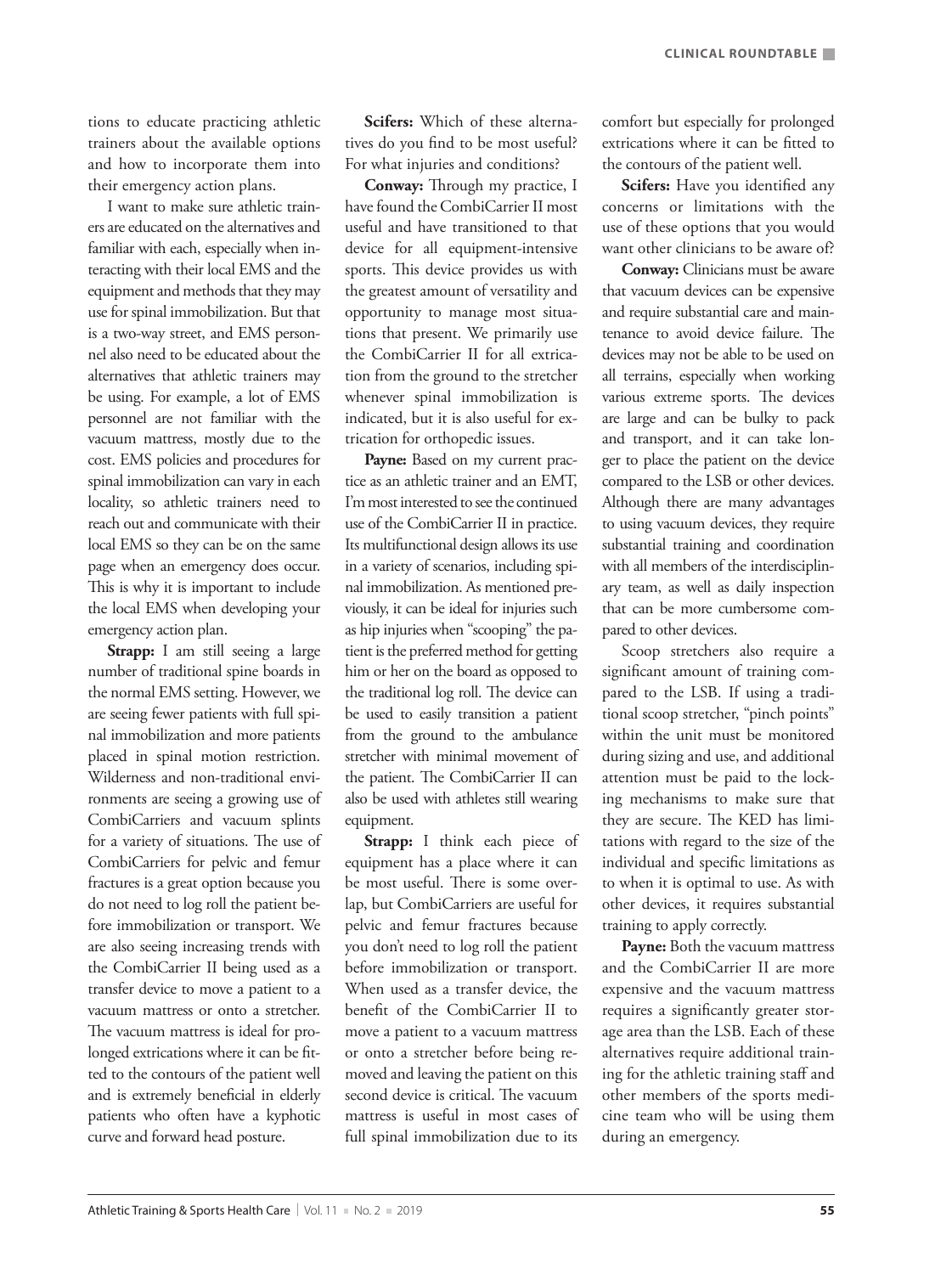tions to educate practicing athletic trainers about the available options and how to incorporate them into their emergency action plans.

I want to make sure athletic trainers are educated on the alternatives and familiar with each, especially when interacting with their local EMS and the equipment and methods that they may use for spinal immobilization. But that is a two-way street, and EMS personnel also need to be educated about the alternatives that athletic trainers may be using. For example, a lot of EMS personnel are not familiar with the vacuum mattress, mostly due to the cost. EMS policies and procedures for spinal immobilization can vary in each locality, so athletic trainers need to reach out and communicate with their local EMS so they can be on the same page when an emergency does occur. This is why it is important to include the local EMS when developing your emergency action plan.

**Strapp:** I am still seeing a large number of traditional spine boards in the normal EMS setting. However, we are seeing fewer patients with full spinal immobilization and more patients placed in spinal motion restriction. Wilderness and non-traditional environments are seeing a growing use of CombiCarriers and vacuum splints for a variety of situations. The use of CombiCarriers for pelvic and femur fractures is a great option because you do not need to log roll the patient before immobilization or transport. We are also seeing increasing trends with the CombiCarrier II being used as a transfer device to move a patient to a vacuum mattress or onto a stretcher. The vacuum mattress is ideal for prolonged extrications where it can be fitted to the contours of the patient well and is extremely beneficial in elderly patients who often have a kyphotic curve and forward head posture.

**Scifers:** Which of these alternatives do you find to be most useful? For what injuries and conditions?

**Conway:** Through my practice, I have found the CombiCarrier II most useful and have transitioned to that device for all equipment-intensive sports. This device provides us with the greatest amount of versatility and opportunity to manage most situations that present. We primarily use the CombiCarrier II for all extrication from the ground to the stretcher whenever spinal immobilization is indicated, but it is also useful for extrication for orthopedic issues.

**Payne:** Based on my current practice as an athletic trainer and an EMT, I'm most interested to see the continued use of the CombiCarrier II in practice. Its multifunctional design allows its use in a variety of scenarios, including spinal immobilization. As mentioned previously, it can be ideal for injuries such as hip injuries when "scooping" the patient is the preferred method for getting him or her on the board as opposed to the traditional log roll. The device can be used to easily transition a patient from the ground to the ambulance stretcher with minimal movement of the patient. The CombiCarrier II can also be used with athletes still wearing equipment.

**Strapp:** I think each piece of equipment has a place where it can be most useful. There is some overlap, but CombiCarriers are useful for pelvic and femur fractures because you don't need to log roll the patient before immobilization or transport. When used as a transfer device, the benefit of the CombiCarrier II to move a patient to a vacuum mattress or onto a stretcher before being removed and leaving the patient on this second device is critical. The vacuum mattress is useful in most cases of full spinal immobilization due to its comfort but especially for prolonged extrications where it can be fitted to the contours of the patient well.

**Scifers:** Have you identified any concerns or limitations with the use of these options that you would want other clinicians to be aware of?

**Conway:** Clinicians must be aware that vacuum devices can be expensive and require substantial care and maintenance to avoid device failure. The devices may not be able to be used on all terrains, especially when working various extreme sports. The devices are large and can be bulky to pack and transport, and it can take longer to place the patient on the device compared to the LSB or other devices. Although there are many advantages to using vacuum devices, they require substantial training and coordination with all members of the interdisciplinary team, as well as daily inspection that can be more cumbersome compared to other devices.

Scoop stretchers also require a significant amount of training compared to the LSB. If using a traditional scoop stretcher, "pinch points" within the unit must be monitored during sizing and use, and additional attention must be paid to the locking mechanisms to make sure that they are secure. The KED has limitations with regard to the size of the individual and specific limitations as to when it is optimal to use. As with other devices, it requires substantial training to apply correctly.

**Payne:** Both the vacuum mattress and the CombiCarrier II are more expensive and the vacuum mattress requires a significantly greater storage area than the LSB. Each of these alternatives require additional training for the athletic training staff and other members of the sports medicine team who will be using them during an emergency.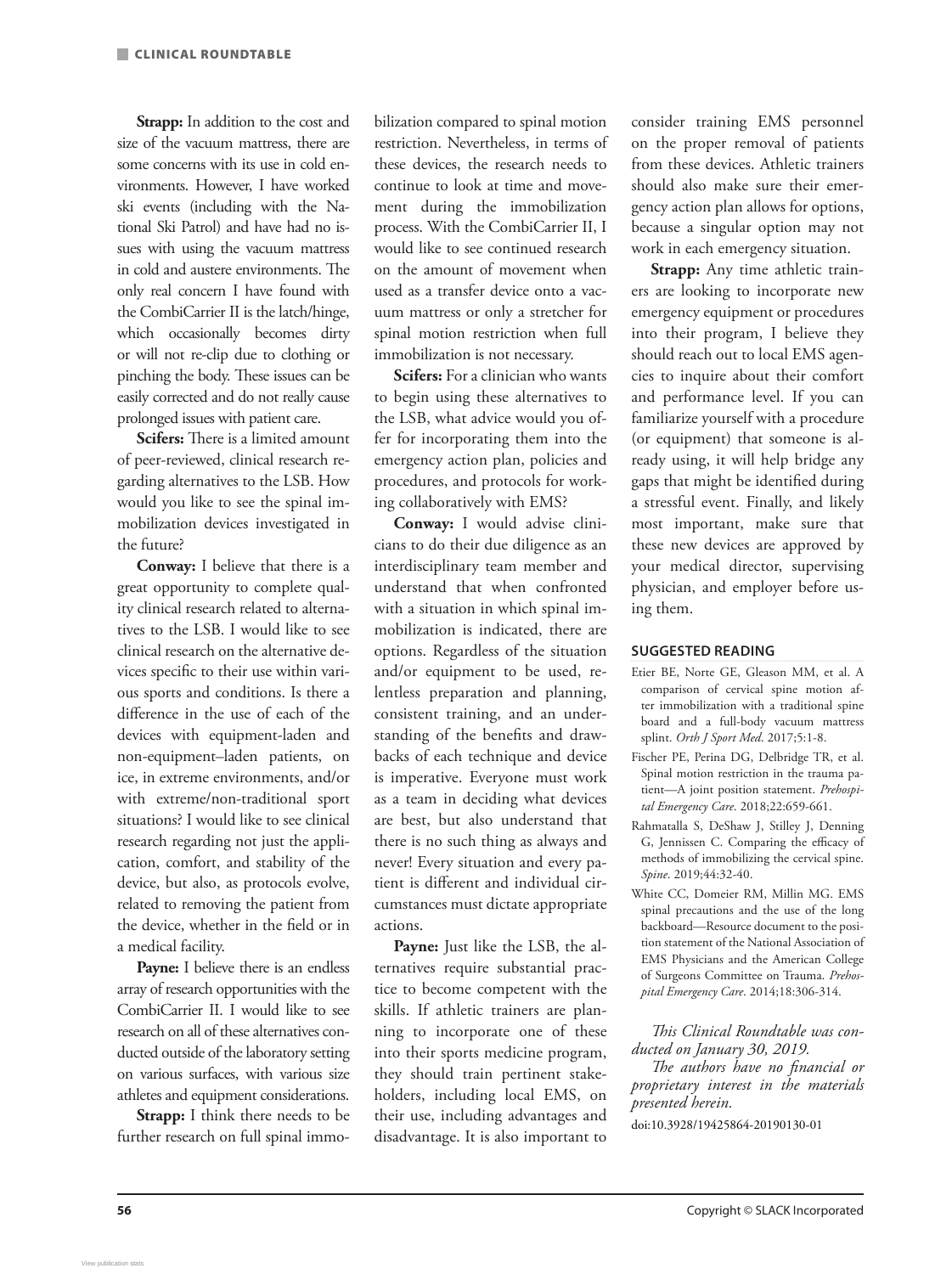**Strapp:** In addition to the cost and size of the vacuum mattress, there are some concerns with its use in cold environments. However, I have worked ski events (including with the National Ski Patrol) and have had no issues with using the vacuum mattress in cold and austere environments. The only real concern I have found with the CombiCarrier II is the latch/hinge, which occasionally becomes dirty or will not re-clip due to clothing or pinching the body. These issues can be easily corrected and do not really cause prolonged issues with patient care.

**Scifers:** There is a limited amount of peer-reviewed, clinical research regarding alternatives to the LSB. How would you like to see the spinal immobilization devices investigated in the future?

**Conway:** I believe that there is a great opportunity to complete quality clinical research related to alternatives to the LSB. I would like to see clinical research on the alternative devices specific to their use within various sports and conditions. Is there a difference in the use of each of the devices with equipment-laden and non-equipment–laden patients, on ice, in extreme environments, and/or with extreme/non-traditional sport situations? I would like to see clinical research regarding not just the application, comfort, and stability of the device, but also, as protocols evolve, related to removing the patient from the device, whether in the field or in a medical facility.

**Payne:** I believe there is an endless array of research opportunities with the CombiCarrier II. I would like to see research on all of these alternatives conducted outside of the laboratory setting on various surfaces, with various size athletes and equipment considerations.

**Strapp:** I think there needs to be further research on full spinal immobilization compared to spinal motion restriction. Nevertheless, in terms of these devices, the research needs to continue to look at time and movement during the immobilization process. With the CombiCarrier II, I would like to see continued research on the amount of movement when used as a transfer device onto a vacuum mattress or only a stretcher for spinal motion restriction when full immobilization is not necessary.

**Scifers:** For a clinician who wants to begin using these alternatives to the LSB, what advice would you offer for incorporating them into the emergency action plan, policies and procedures, and protocols for working collaboratively with EMS?

**Conway:** I would advise clinicians to do their due diligence as an interdisciplinary team member and understand that when confronted with a situation in which spinal immobilization is indicated, there are options. Regardless of the situation and/or equipment to be used, relentless preparation and planning, consistent training, and an understanding of the benefits and drawbacks of each technique and device is imperative. Everyone must work as a team in deciding what devices are best, but also understand that there is no such thing as always and never! Every situation and every patient is different and individual circumstances must dictate appropriate actions.

**Payne:** Just like the LSB, the alternatives require substantial practice to become competent with the skills. If athletic trainers are planning to incorporate one of these into their sports medicine program, they should train pertinent stakeholders, including local EMS, on their use, including advantages and disadvantage. It is also important to consider training EMS personnel on the proper removal of patients from these devices. Athletic trainers should also make sure their emergency action plan allows for options, because a singular option may not work in each emergency situation.

**Strapp:** Any time athletic trainers are looking to incorporate new emergency equipment or procedures into their program, I believe they should reach out to local EMS agencies to inquire about their comfort and performance level. If you can familiarize yourself with a procedure (or equipment) that someone is already using, it will help bridge any gaps that might be identified during a stressful event. Finally, and likely most important, make sure that these new devices are approved by your medical director, supervising physician, and employer before using them.

## SUGGESTED READING

Etier BE, Norte GE, Gleason MM, et al. A comparison of cervical spine motion after immobilization with a traditional spine board and a full-body vacuum mattress splint. *Orth J Sport Med*. 2017;5:1-8.

Fischer PE, Perina DG, Delbridge TR, et al. Spinal motion restriction in the trauma patient—A joint position statement. *Prehospital Emergency Care*. 2018;22:659-661.

Rahmatalla S, DeShaw J, Stilley J, Denning G, Jennissen C. Comparing the efficacy of methods of immobilizing the cervical spine. *Spine*. 2019;44:32-40.

White CC, Domeier RM, Millin MG. EMS spinal precautions and the use of the long backboard—Resource document to the position statement of the National Association of EMS Physicians and the American College of Surgeons Committee on Trauma. *Prehospital Emergency Care*. 2014;18:306-314.

*This Clinical Roundtable was conducted on January 30, 2019.*

*The authors have no financial or proprietary interest in the materials presented herein.*

doi:10.3928/19425864-20190130-01